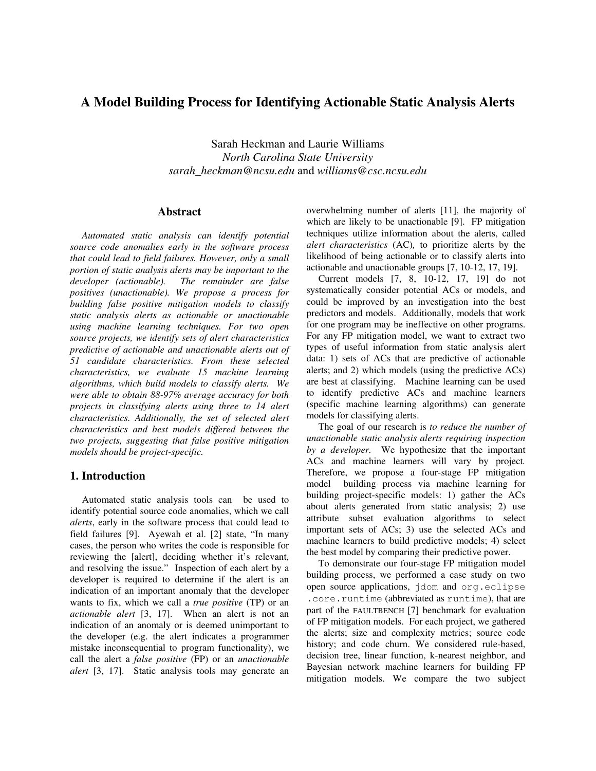# A Model Building Process for Identifying Actionable Static Analysis Alerts

Sarah Heckman and Laurie Williams
*North Carolina State University*
*sarah_heckman@ncsu.edu* and *williams@csc.ncsu.edu*

## Abstract

*Automated static analysis can identify potential source code anomalies early in the software process that could lead to field failures. However, only a small portion of static analysis alerts may be important to the developer (actionable). The remainder are false positives (unactionable). We propose a process for building false positive mitigation models to classify static analysis alerts as actionable or unactionable using machine learning techniques. For two open source projects, we identify sets of alert characteristics predictive of actionable and unactionable alerts out of 51 candidate characteristics. From these selected characteristics, we evaluate 15 machine learning algorithms, which build models to classify alerts. We were able to obtain 88-97% average accuracy for both projects in classifying alerts using three to 14 alert characteristics. Additionally, the set of selected alert characteristics and best models differed between the two projects, suggesting that false positive mitigation models should be project-specific.*

## 1. Introduction

Automated static analysis tools can be used to identify potential source code anomalies, which we call *alerts*, early in the software process that could lead to field failures [9]. Ayewah et al. [2] state, "In many cases, the person who writes the code is responsible for reviewing the [alert], deciding whether it's relevant, and resolving the issue." Inspection of each alert by a developer is required to determine if the alert is an indication of an important anomaly that the developer wants to fix, which we call a *true positive* (TP) or an *actionable alert* [3, 17]. When an alert is not an indication of an anomaly or is deemed unimportant to the developer (e.g. the alert indicates a programmer mistake inconsequential to program functionality), we call the alert a *false positive* (FP) or an *unactionable alert* [3, 17]. Static analysis tools may generate an overwhelming number of alerts [11], the majority of which are likely to be unactionable [9]. FP mitigation techniques utilize information about the alerts, called *alert characteristics* (AC), to prioritize alerts by the likelihood of being actionable or to classify alerts into actionable and unactionable groups [7, 10-12, 17, 19].

Current models [7, 8, 10-12, 17, 19] do not systematically consider potential ACs or models, and could be improved by an investigation into the best predictors and models. Additionally, models that work for one program may be ineffective on other programs. For any FP mitigation model, we want to extract two types of useful information from static analysis alert data: 1) sets of ACs that are predictive of actionable alerts; and 2) which models (using the predictive ACs) are best at classifying. Machine learning can be used to identify predictive ACs and machine learners (specific machine learning algorithms) can generate models for classifying alerts.

The goal of our research is *to reduce the number of unactionable static analysis alerts requiring inspection by a developer.* We hypothesize that the important ACs and machine learners will vary by project. Therefore, we propose a four-stage FP mitigation model building process via machine learning for building project-specific models: 1) gather the ACs about alerts generated from static analysis; 2) use attribute subset evaluation algorithms to select important sets of ACs; 3) use the selected ACs and machine learners to build predictive models; 4) select the best model by comparing their predictive power.

To demonstrate our four-stage FP mitigation model building process, we performed a case study on two open source applications, `jdom` and `org.eclipse.core.runtime` (abbreviated as `runtime`), that are part of the FAULTBENCH [7] benchmark for evaluation of FP mitigation models. For each project, we gathered the alerts; size and complexity metrics; source code history; and code churn. We considered rule-based, decision tree, linear function, k-nearest neighbor, and Bayesian network machine learners for building FP mitigation models. We compare the two subject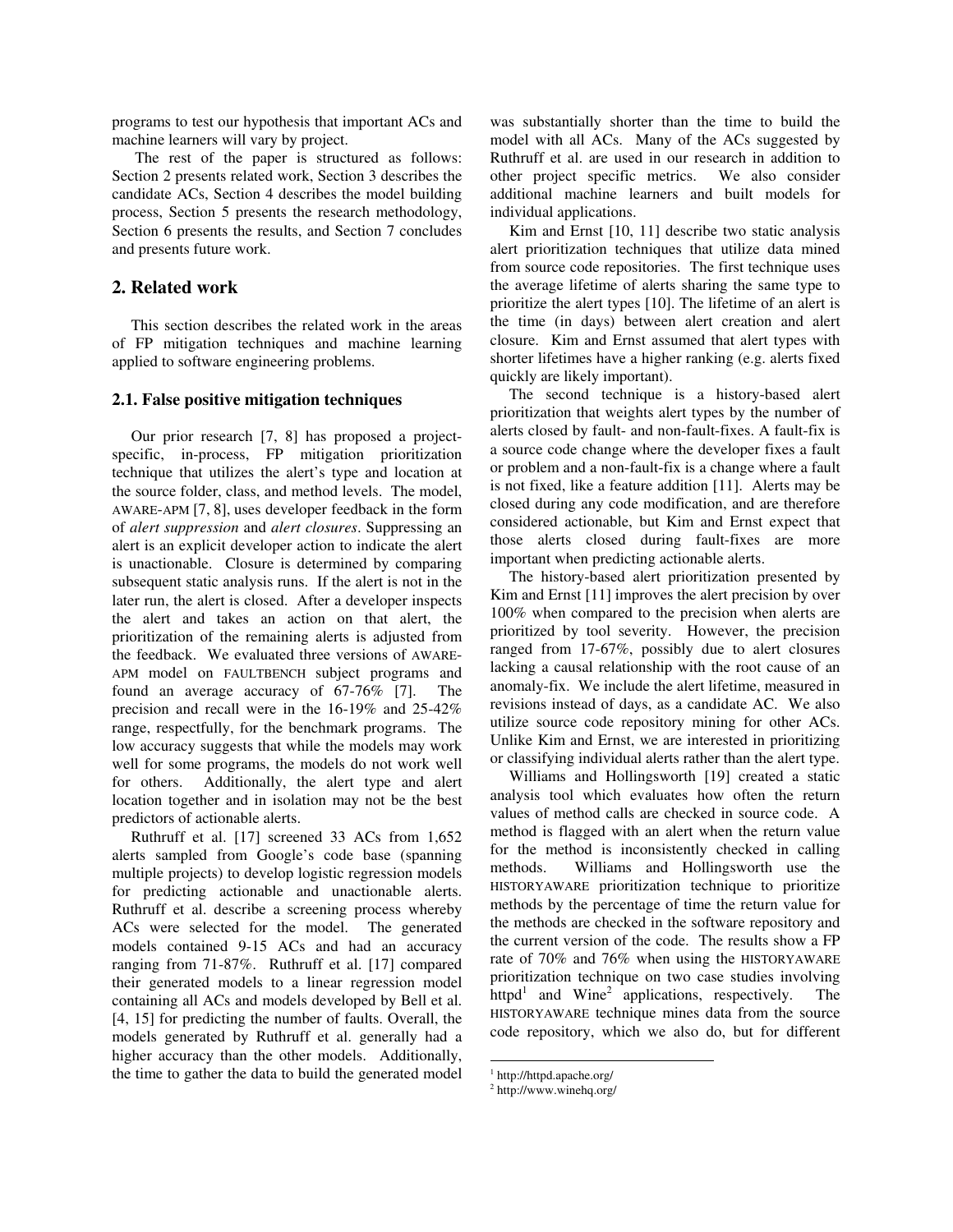programs to test our hypothesis that important ACs and machine learners will vary by project.

The rest of the paper is structured as follows: Section 2 presents related work, Section 3 describes the candidate ACs, Section 4 describes the model building process, Section 5 presents the research methodology, Section 6 presents the results, and Section 7 concludes and presents future work.

## 2. Related work

This section describes the related work in the areas of FP mitigation techniques and machine learning applied to software engineering problems.

### 2.1. False positive mitigation techniques

Our prior research [7, 8] has proposed a project-specific, in-process, FP mitigation prioritization technique that utilizes the alert's type and location at the source folder, class, and method levels. The model, AWARE-APM [7, 8], uses developer feedback in the form of *alert suppression* and *alert closures*. Suppressing an alert is an explicit developer action to indicate the alert is unactionable. Closure is determined by comparing subsequent static analysis runs. If the alert is not in the later run, the alert is closed. After a developer inspects the alert and takes an action on that alert, the prioritization of the remaining alerts is adjusted from the feedback. We evaluated three versions of AWARE-APM model on FAULTBENCH subject programs and found an average accuracy of 67-76% [7]. The precision and recall were in the 16-19% and 25-42% range, respectfully, for the benchmark programs. The low accuracy suggests that while the models may work well for some programs, the models do not work well for others. Additionally, the alert type and alert location together and in isolation may not be the best predictors of actionable alerts.

Ruthruff et al. [17] screened 33 ACs from 1,652 alerts sampled from Google's code base (spanning multiple projects) to develop logistic regression models for predicting actionable and unactionable alerts. Ruthruff et al. describe a screening process whereby ACs were selected for the model. The generated models contained 9-15 ACs and had an accuracy ranging from 71-87%. Ruthruff et al. [17] compared their generated models to a linear regression model containing all ACs and models developed by Bell et al. [4, 15] for predicting the number of faults. Overall, the models generated by Ruthruff et al. generally had a higher accuracy than the other models. Additionally, the time to gather the data to build the generated model was substantially shorter than the time to build the model with all ACs. Many of the ACs suggested by Ruthruff et al. are used in our research in addition to other project specific metrics. We also consider additional machine learners and built models for individual applications.

Kim and Ernst [10, 11] describe two static analysis alert prioritization techniques that utilize data mined from source code repositories. The first technique uses the average lifetime of alerts sharing the same type to prioritize the alert types [10]. The lifetime of an alert is the time (in days) between alert creation and alert closure. Kim and Ernst assumed that alert types with shorter lifetimes have a higher ranking (e.g. alerts fixed quickly are likely important).

The second technique is a history-based alert prioritization that weights alert types by the number of alerts closed by fault- and non-fault-fixes. A fault-fix is a source code change where the developer fixes a fault or problem and a non-fault-fix is a change where a fault is not fixed, like a feature addition [11]. Alerts may be closed during any code modification, and are therefore considered actionable, but Kim and Ernst expect that those alerts closed during fault-fixes are more important when predicting actionable alerts.

The history-based alert prioritization presented by Kim and Ernst [11] improves the alert precision by over 100% when compared to the precision when alerts are prioritized by tool severity. However, the precision ranged from 17-67%, possibly due to alert closures lacking a causal relationship with the root cause of an anomaly-fix. We include the alert lifetime, measured in revisions instead of days, as a candidate AC. We also utilize source code repository mining for other ACs. Unlike Kim and Ernst, we are interested in prioritizing or classifying individual alerts rather than the alert type.

Williams and Hollingsworth [19] created a static analysis tool which evaluates how often the return values of method calls are checked in source code. A method is flagged with an alert when the return value for the method is inconsistently checked in calling methods. Williams and Hollingsworth use the HISTORYAWARE prioritization technique to prioritize methods by the percentage of time the return value for the methods are checked in the software repository and the current version of the code. The results show a FP rate of 70% and 76% when using the HISTORYAWARE prioritization technique on two case studies involving httpd[1] and Wine[2] applications, respectively. The HISTORYAWARE technique mines data from the source code repository, which we also do, but for different

[1] http://httpd.apache.org/

[2] http://www.winehq.org/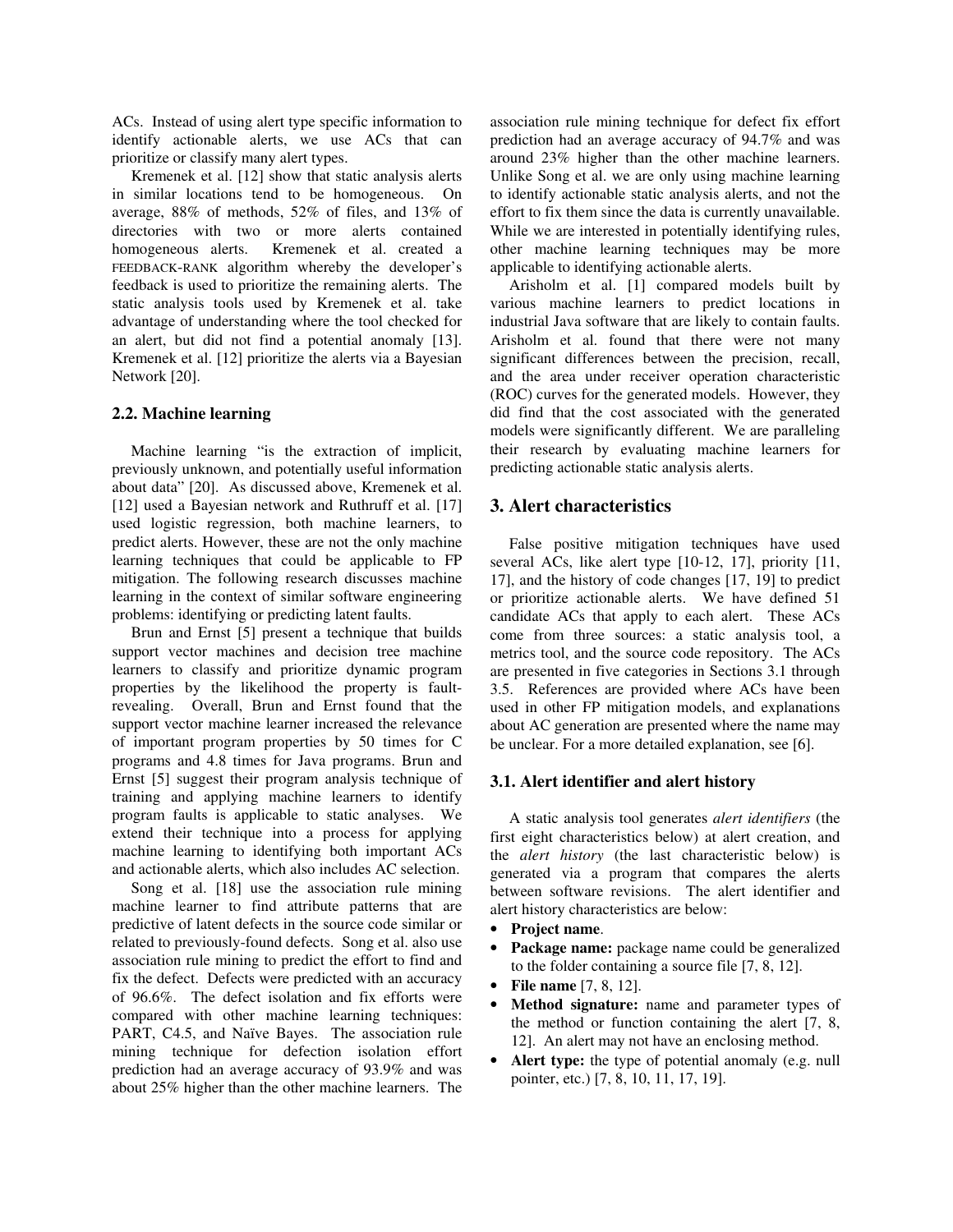ACs. Instead of using alert type specific information to identify actionable alerts, we use ACs that can prioritize or classify many alert types.

Kremenek et al. [12] show that static analysis alerts in similar locations tend to be homogeneous. On average, 88% of methods, 52% of files, and 13% of directories with two or more alerts contained homogeneous alerts. Kremenek et al. created a FEEDBACK-RANK algorithm whereby the developer's feedback is used to prioritize the remaining alerts. The static analysis tools used by Kremenek et al. take advantage of understanding where the tool checked for an alert, but did not find a potential anomaly [13]. Kremenek et al. [12] prioritize the alerts via a Bayesian Network [20].

### 2.2. Machine learning

Machine learning "is the extraction of implicit, previously unknown, and potentially useful information about data" [20]. As discussed above, Kremenek et al. [12] used a Bayesian network and Ruthruff et al. [17] used logistic regression, both machine learners, to predict alerts. However, these are not the only machine learning techniques that could be applicable to FP mitigation. The following research discusses machine learning in the context of similar software engineering problems: identifying or predicting latent faults.

Brun and Ernst [5] present a technique that builds support vector machines and decision tree machine learners to classify and prioritize dynamic program properties by the likelihood the property is fault-revealing. Overall, Brun and Ernst found that the support vector machine learner increased the relevance of important program properties by 50 times for C programs and 4.8 times for Java programs. Brun and Ernst [5] suggest their program analysis technique of training and applying machine learners to identify program faults is applicable to static analyses. We extend their technique into a process for applying machine learning to identifying both important ACs and actionable alerts, which also includes AC selection.

Song et al. [18] use the association rule mining machine learner to find attribute patterns that are predictive of latent defects in the source code similar or related to previously-found defects. Song et al. also use association rule mining to predict the effort to find and fix the defect. Defects were predicted with an accuracy of 96.6%. The defect isolation and fix efforts were compared with other machine learning techniques: PART, C4.5, and Naïve Bayes. The association rule mining technique for defection isolation effort prediction had an average accuracy of 93.9% and was about 25% higher than the other machine learners. The association rule mining technique for defect fix effort prediction had an average accuracy of 94.7% and was around 23% higher than the other machine learners. Unlike Song et al. we are only using machine learning to identify actionable static analysis alerts, and not the effort to fix them since the data is currently unavailable. While we are interested in potentially identifying rules, other machine learning techniques may be more applicable to identifying actionable alerts.

Arisholm et al. [1] compared models built by various machine learners to predict locations in industrial Java software that are likely to contain faults. Arisholm et al. found that there were not many significant differences between the precision, recall, and the area under receiver operation characteristic (ROC) curves for the generated models. However, they did find that the cost associated with the generated models were significantly different. We are paralleling their research by evaluating machine learners for predicting actionable static analysis alerts.

## 3. Alert characteristics

False positive mitigation techniques have used several ACs, like alert type [10-12, 17], priority [11, 17], and the history of code changes [17, 19] to predict or prioritize actionable alerts. We have defined 51 candidate ACs that apply to each alert. These ACs come from three sources: a static analysis tool, a metrics tool, and the source code repository. The ACs are presented in five categories in Sections 3.1 through 3.5. References are provided where ACs have been used in other FP mitigation models, and explanations about AC generation are presented where the name may be unclear. For a more detailed explanation, see [6].

### 3.1. Alert identifier and alert history

A static analysis tool generates *alert identifiers* (the first eight characteristics below) at alert creation, and the *alert history* (the last characteristic below) is generated via a program that compares the alerts between software revisions. The alert identifier and alert history characteristics are below:

- **Project name**.
- **Package name:** package name could be generalized to the folder containing a source file [7, 8, 12].
- **File name** [7, 8, 12].
- **Method signature:** name and parameter types of the method or function containing the alert [7, 8, 12]. An alert may not have an enclosing method.
- **Alert type:** the type of potential anomaly (e.g. null pointer, etc.) [7, 8, 10, 11, 17, 19].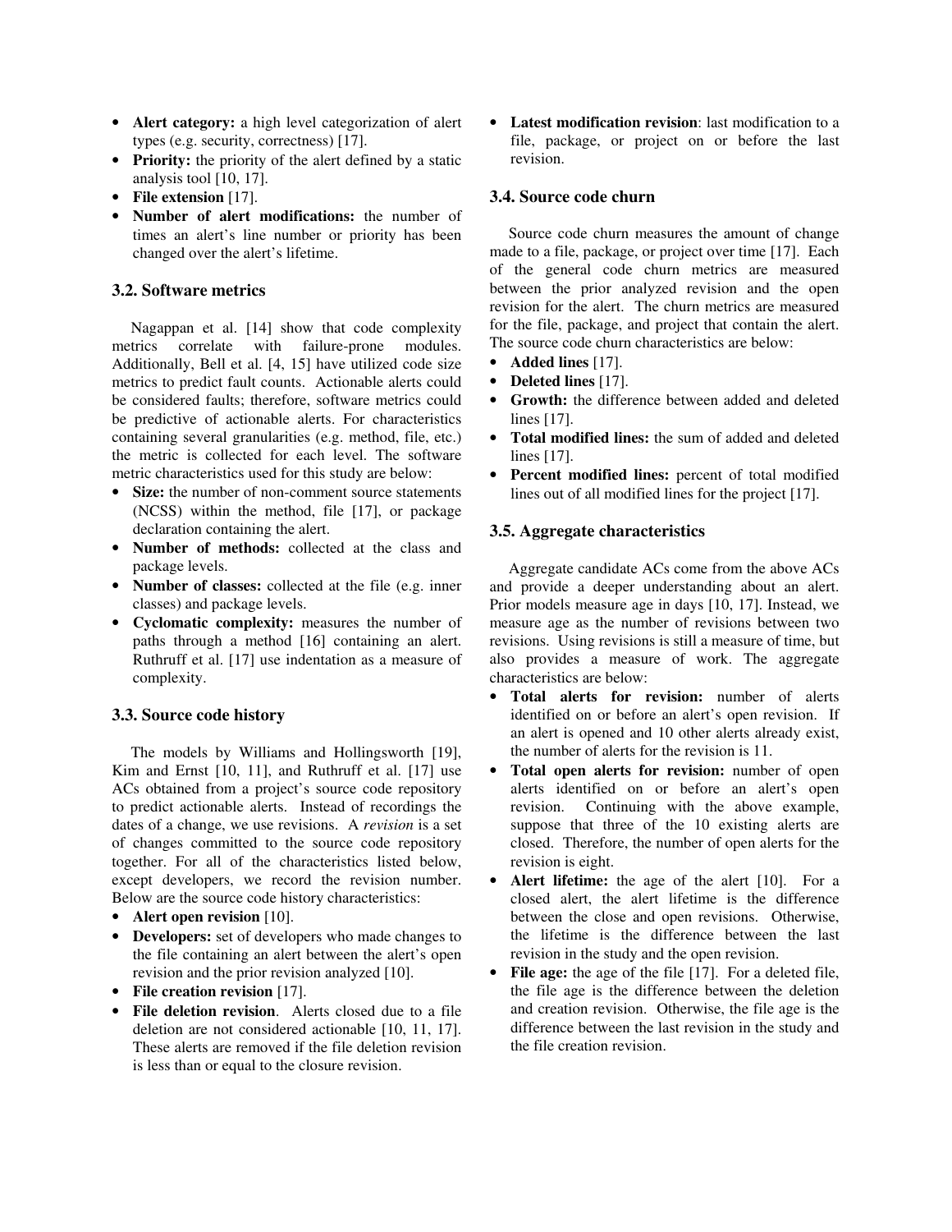- **Alert category:** a high level categorization of alert types (e.g. security, correctness) [17].
- **Priority:** the priority of the alert defined by a static analysis tool [10, 17].
- **File extension** [17].
- **Number of alert modifications:** the number of times an alert's line number or priority has been changed over the alert's lifetime.

### 3.2. Software metrics

Nagappan et al. [14] show that code complexity metrics correlate with failure-prone modules. Additionally, Bell et al. [4, 15] have utilized code size metrics to predict fault counts. Actionable alerts could be considered faults; therefore, software metrics could be predictive of actionable alerts. For characteristics containing several granularities (e.g. method, file, etc.) the metric is collected for each level. The software metric characteristics used for this study are below:

- **Size:** the number of non-comment source statements (NCSS) within the method, file [17], or package declaration containing the alert.
- **Number of methods:** collected at the class and package levels.
- **Number of classes:** collected at the file (e.g. inner classes) and package levels.
- **Cyclomatic complexity:** measures the number of paths through a method [16] containing an alert. Ruthruff et al. [17] use indentation as a measure of complexity.

### 3.3. Source code history

The models by Williams and Hollingsworth [19], Kim and Ernst [10, 11], and Ruthruff et al. [17] use ACs obtained from a project's source code repository to predict actionable alerts. Instead of recordings the dates of a change, we use revisions. A *revision* is a set of changes committed to the source code repository together. For all of the characteristics listed below, except developers, we record the revision number. Below are the source code history characteristics:

- **Alert open revision** [10].
- **Developers:** set of developers who made changes to the file containing an alert between the alert's open revision and the prior revision analyzed [10].
- **File creation revision** [17].
- **File deletion revision**. Alerts closed due to a file deletion are not considered actionable [10, 11, 17]. These alerts are removed if the file deletion revision is less than or equal to the closure revision.
- **Latest modification revision**: last modification to a file, package, or project on or before the last revision.

### 3.4. Source code churn

Source code churn measures the amount of change made to a file, package, or project over time [17]. Each of the general code churn metrics are measured between the prior analyzed revision and the open revision for the alert. The churn metrics are measured for the file, package, and project that contain the alert. The source code churn characteristics are below:

- **Added lines** [17].
- **Deleted lines** [17].
- **Growth:** the difference between added and deleted lines [17].
- **Total modified lines:** the sum of added and deleted lines [17].
- **Percent modified lines:** percent of total modified lines out of all modified lines for the project [17].

### 3.5. Aggregate characteristics

Aggregate candidate ACs come from the above ACs and provide a deeper understanding about an alert. Prior models measure age in days [10, 17]. Instead, we measure age as the number of revisions between two revisions. Using revisions is still a measure of time, but also provides a measure of work. The aggregate characteristics are below:

- **Total alerts for revision:** number of alerts identified on or before an alert's open revision. If an alert is opened and 10 other alerts already exist, the number of alerts for the revision is 11.
- **Total open alerts for revision:** number of open alerts identified on or before an alert's open revision. Continuing with the above example, suppose that three of the 10 existing alerts are closed. Therefore, the number of open alerts for the revision is eight.
- **Alert lifetime:** the age of the alert [10]. For a closed alert, the alert lifetime is the difference between the close and open revisions. Otherwise, the lifetime is the difference between the last revision in the study and the open revision.
- **File age:** the age of the file [17]. For a deleted file, the file age is the difference between the deletion and creation revision. Otherwise, the file age is the difference between the last revision in the study and the file creation revision.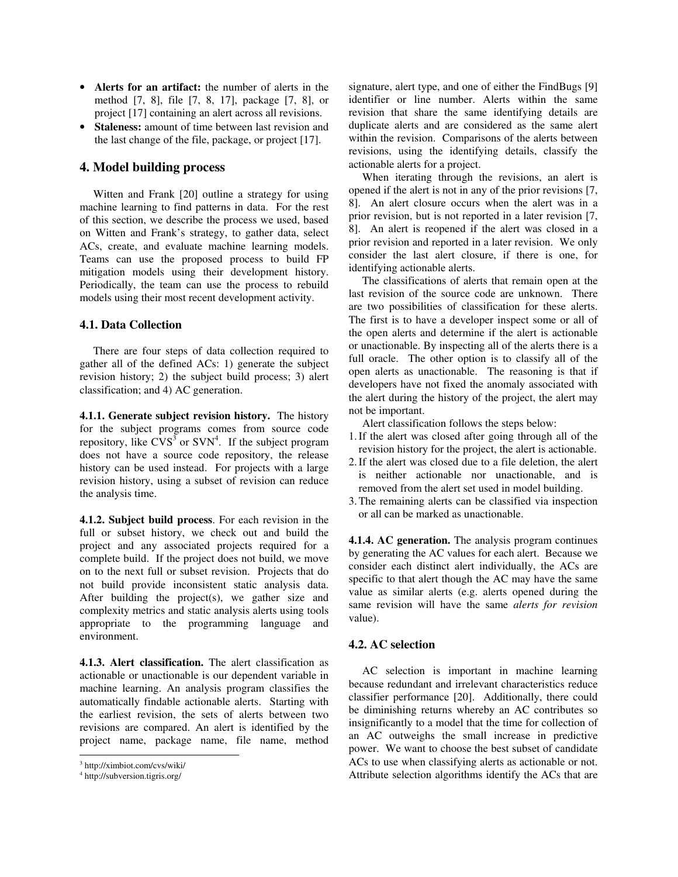- **Alerts for an artifact:** the number of alerts in the method [7, 8], file [7, 8, 17], package [7, 8], or project [17] containing an alert across all revisions.
- **Staleness:** amount of time between last revision and the last change of the file, package, or project [17].

## 4. Model building process

Witten and Frank [20] outline a strategy for using machine learning to find patterns in data. For the rest of this section, we describe the process we used, based on Witten and Frank's strategy, to gather data, select ACs, create, and evaluate machine learning models. Teams can use the proposed process to build FP mitigation models using their development history. Periodically, the team can use the process to rebuild models using their most recent development activity.

### 4.1. Data Collection

There are four steps of data collection required to gather all of the defined ACs: 1) generate the subject revision history; 2) the subject build process; 3) alert classification; and 4) AC generation.

**4.1.1. Generate subject revision history.** The history for the subject programs comes from source code repository, like CVS[3] or SVN[4]. If the subject program does not have a source code repository, the release history can be used instead. For projects with a large revision history, using a subset of revision can reduce the analysis time.

**4.1.2. Subject build process**. For each revision in the full or subset history, we check out and build the project and any associated projects required for a complete build. If the project does not build, we move on to the next full or subset revision. Projects that do not build provide inconsistent static analysis data. After building the project(s), we gather size and complexity metrics and static analysis alerts using tools appropriate to the programming language and environment.

**4.1.3. Alert classification.** The alert classification as actionable or unactionable is our dependent variable in machine learning. An analysis program classifies the automatically findable actionable alerts. Starting with the earliest revision, the sets of alerts between two revisions are compared. An alert is identified by the project name, package name, file name, method signature, alert type, and one of either the FindBugs [9] identifier or line number. Alerts within the same revision that share the same identifying details are duplicate alerts and are considered as the same alert within the revision. Comparisons of the alerts between revisions, using the identifying details, classify the actionable alerts for a project.

When iterating through the revisions, an alert is opened if the alert is not in any of the prior revisions [7, 8]. An alert closure occurs when the alert was in a prior revision, but is not reported in a later revision [7, 8]. An alert is reopened if the alert was closed in a prior revision and reported in a later revision. We only consider the last alert closure, if there is one, for identifying actionable alerts.

The classifications of alerts that remain open at the last revision of the source code are unknown. There are two possibilities of classification for these alerts. The first is to have a developer inspect some or all of the open alerts and determine if the alert is actionable or unactionable. By inspecting all of the alerts there is a full oracle. The other option is to classify all of the open alerts as unactionable. The reasoning is that if developers have not fixed the anomaly associated with the alert during the history of the project, the alert may not be important.

Alert classification follows the steps below:

1. If the alert was closed after going through all of the revision history for the project, the alert is actionable.
2. If the alert was closed due to a file deletion, the alert is neither actionable nor unactionable, and is removed from the alert set used in model building.
3. The remaining alerts can be classified via inspection or all can be marked as unactionable.

**4.1.4. AC generation.** The analysis program continues by generating the AC values for each alert. Because we consider each distinct alert individually, the ACs are specific to that alert though the AC may have the same value as similar alerts (e.g. alerts opened during the same revision will have the same *alerts for revision* value).

### 4.2. AC selection

AC selection is important in machine learning because redundant and irrelevant characteristics reduce classifier performance [20]. Additionally, there could be diminishing returns whereby an AC contributes so insignificantly to a model that the time for collection of an AC outweighs the small increase in predictive power. We want to choose the best subset of candidate ACs to use when classifying alerts as actionable or not. Attribute selection algorithms identify the ACs that are

[3] http://ximbiot.com/cvs/wiki/

[4] http://subversion.tigris.org/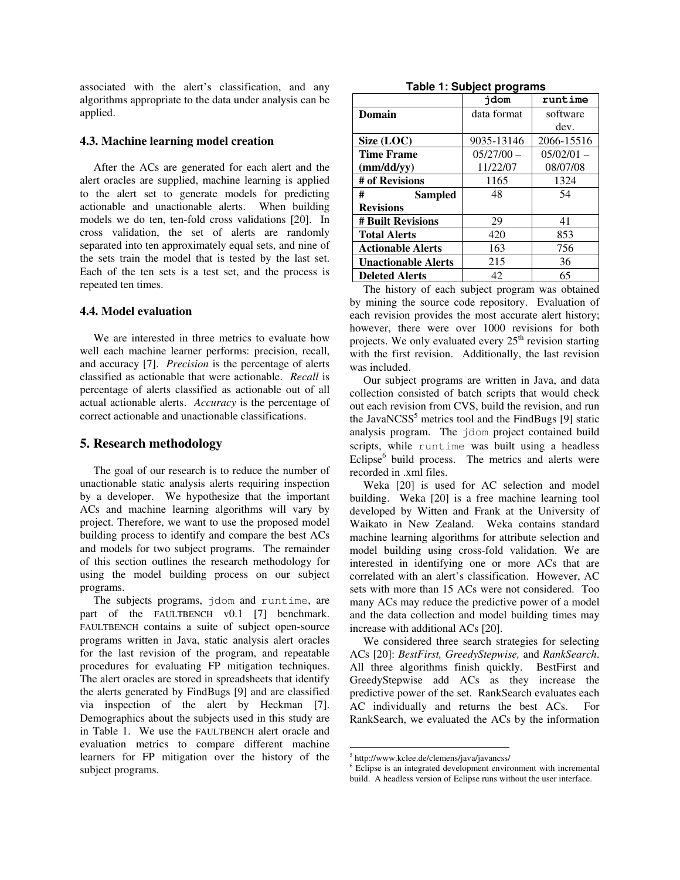associated with the alert's classification, and any algorithms appropriate to the data under analysis can be applied.

### 4.3. Machine learning model creation

After the ACs are generated for each alert and the alert oracles are supplied, machine learning is applied to the alert set to generate models for predicting actionable and unactionable alerts. When building models we do ten, ten-fold cross validations [20]. In cross validation, the set of alerts are randomly separated into ten approximately equal sets, and nine of the sets train the model that is tested by the last set. Each of the ten sets is a test set, and the process is repeated ten times.

### 4.4. Model evaluation

We are interested in three metrics to evaluate how well each machine learner performs: precision, recall, and accuracy [7]. *Precision* is the percentage of alerts classified as actionable that were actionable. *Recall* is percentage of alerts classified as actionable out of all actual actionable alerts. *Accuracy* is the percentage of correct actionable and unactionable classifications.

## 5. Research methodology

The goal of our research is to reduce the number of unactionable static analysis alerts requiring inspection by a developer. We hypothesize that the important ACs and machine learning algorithms will vary by project. Therefore, we want to use the proposed model building process to identify and compare the best ACs and models for two subject programs. The remainder of this section outlines the research methodology for using the model building process on our subject programs.

The subjects programs, `jdom` and `runtime`, are part of the FAULTBENCH v0.1 [7] benchmark. FAULTBENCH contains a suite of subject open-source programs written in Java, static analysis alert oracles for the last revision of the program, and repeatable procedures for evaluating FP mitigation techniques. The alert oracles are stored in spreadsheets that identify the alerts generated by FindBugs [9] and are classified via inspection of the alert by Heckman [7]. Demographics about the subjects used in this study are in Table 1. We use the FAULTBENCH alert oracle and evaluation metrics to compare different machine learners for FP mitigation over the history of the subject programs.

**Table 1: Subject programs**

| | `jdom` | `runtime` |
|---|---|---|
| **Domain** | data format | software dev. |
| **Size (LOC)** | 9035-13146 | 2066-15516 |
| **Time Frame (mm/dd/yy)** | 05/27/00 – 11/22/07 | 05/02/01 – 08/07/08 |
| **# of Revisions** | 1165 | 1324 |
| **# Sampled Revisions** | 48 | 54 |
| **# Built Revisions** | 29 | 41 |
| **Total Alerts** | 420 | 853 |
| **Actionable Alerts** | 163 | 756 |
| **Unactionable Alerts** | 215 | 36 |
| **Deleted Alerts** | 42 | 65 |

The history of each subject program was obtained by mining the source code repository. Evaluation of each revision provides the most accurate alert history; however, there were over 1000 revisions for both projects. We only evaluated every 25th revision starting with the first revision. Additionally, the last revision was included.

Our subject programs are written in Java, and data collection consisted of batch scripts that would check out each revision from CVS, build the revision, and run the JavaNCSS[5] metrics tool and the FindBugs [9] static analysis program. The `jdom` project contained build scripts, while `runtime` was built using a headless Eclipse[6] build process. The metrics and alerts were recorded in .xml files.

Weka [20] is used for AC selection and model building. Weka [20] is a free machine learning tool developed by Witten and Frank at the University of Waikato in New Zealand. Weka contains standard machine learning algorithms for attribute selection and model building using cross-fold validation. We are interested in identifying one or more ACs that are correlated with an alert's classification. However, AC sets with more than 15 ACs were not considered. Too many ACs may reduce the predictive power of a model and the data collection and model building times may increase with additional ACs [20].

We considered three search strategies for selecting ACs [20]: *BestFirst, GreedyStepwise,* and *RankSearch*. All three algorithms finish quickly. BestFirst and GreedyStepwise add ACs as they increase the predictive power of the set. RankSearch evaluates each AC individually and returns the best ACs. For RankSearch, we evaluated the ACs by the information

[5] http://www.kclee.de/clemens/java/javancss/

[6] Eclipse is an integrated development environment with incremental build. A headless version of Eclipse runs without the user interface.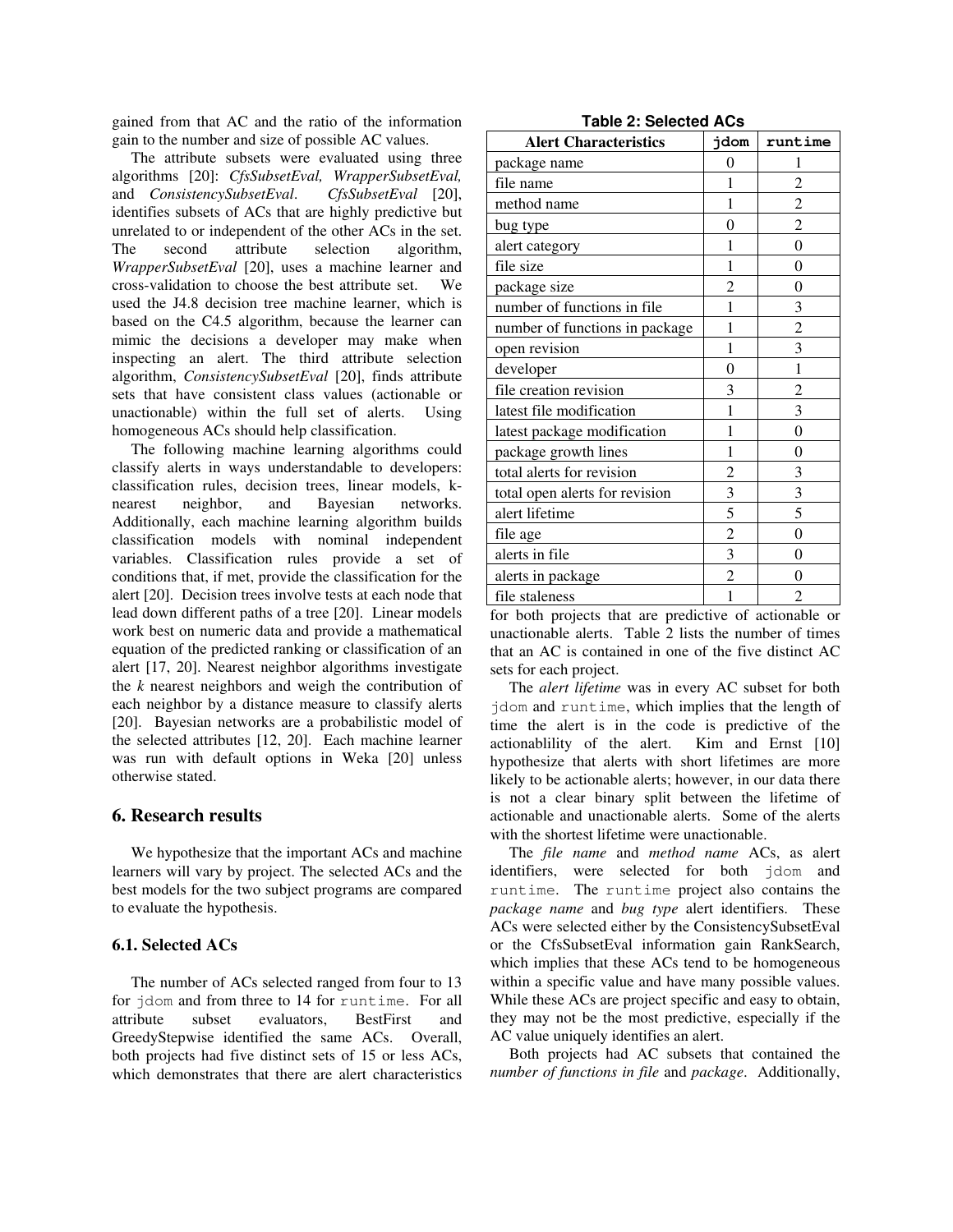gained from that AC and the ratio of the information gain to the number and size of possible AC values.

The attribute subsets were evaluated using three algorithms [20]: *CfsSubsetEval, WrapperSubsetEval,* and *ConsistencySubsetEval*. *CfsSubsetEval* [20], identifies subsets of ACs that are highly predictive but unrelated to or independent of the other ACs in the set. The second attribute selection algorithm, *WrapperSubsetEval* [20], uses a machine learner and cross-validation to choose the best attribute set. We used the J4.8 decision tree machine learner, which is based on the C4.5 algorithm, because the learner can mimic the decisions a developer may make when inspecting an alert. The third attribute selection algorithm, *ConsistencySubsetEval* [20], finds attribute sets that have consistent class values (actionable or unactionable) within the full set of alerts. Using homogeneous ACs should help classification.

The following machine learning algorithms could classify alerts in ways understandable to developers: classification rules, decision trees, linear models, k-nearest neighbor, and Bayesian networks. Additionally, each machine learning algorithm builds classification models with nominal independent variables. Classification rules provide a set of conditions that, if met, provide the classification for the alert [20]. Decision trees involve tests at each node that lead down different paths of a tree [20]. Linear models work best on numeric data and provide a mathematical equation of the predicted ranking or classification of an alert [17, 20]. Nearest neighbor algorithms investigate the *k* nearest neighbors and weigh the contribution of each neighbor by a distance measure to classify alerts [20]. Bayesian networks are a probabilistic model of the selected attributes [12, 20]. Each machine learner was run with default options in Weka [20] unless otherwise stated.

## 6. Research results

We hypothesize that the important ACs and machine learners will vary by project. The selected ACs and the best models for the two subject programs are compared to evaluate the hypothesis.

### 6.1. Selected ACs

The number of ACs selected ranged from four to 13 for `jdom` and from three to 14 for `runtime`. For all attribute subset evaluators, BestFirst and GreedyStepwise identified the same ACs. Overall, both projects had five distinct sets of 15 or less ACs, which demonstrates that there are alert characteristics for both projects that are predictive of actionable or unactionable alerts. Table 2 lists the number of times that an AC is contained in one of the five distinct AC sets for each project.

**Table 2: Selected ACs**

| Alert Characteristics | `jdom` | `runtime` |
|---|---|---|
| package name | 0 | 1 |
| file name | 1 | 2 |
| method name | 1 | 2 |
| bug type | 0 | 2 |
| alert category | 1 | 0 |
| file size | 1 | 0 |
| package size | 2 | 0 |
| number of functions in file | 1 | 3 |
| number of functions in package | 1 | 2 |
| open revision | 1 | 3 |
| developer | 0 | 1 |
| file creation revision | 3 | 2 |
| latest file modification | 1 | 3 |
| latest package modification | 1 | 0 |
| package growth lines | 1 | 0 |
| total alerts for revision | 2 | 3 |
| total open alerts for revision | 3 | 3 |
| alert lifetime | 5 | 5 |
| file age | 2 | 0 |
| alerts in file | 3 | 0 |
| alerts in package | 2 | 0 |
| file staleness | 1 | 2 |

The *alert lifetime* was in every AC subset for both `jdom` and `runtime`, which implies that the length of time the alert is in the code is predictive of the actionablility of the alert. Kim and Ernst [10] hypothesize that alerts with short lifetimes are more likely to be actionable alerts; however, in our data there is not a clear binary split between the lifetime of actionable and unactionable alerts. Some of the alerts with the shortest lifetime were unactionable.

The *file name* and *method name* ACs, as alert identifiers, were selected for both `jdom` and `runtime`. The `runtime` project also contains the *package name* and *bug type* alert identifiers. These ACs were selected either by the ConsistencySubsetEval or the CfsSubsetEval information gain RankSearch, which implies that these ACs tend to be homogeneous within a specific value and have many possible values. While these ACs are project specific and easy to obtain, they may not be the most predictive, especially if the AC value uniquely identifies an alert.

Both projects had AC subsets that contained the *number of functions in file* and *package*. Additionally,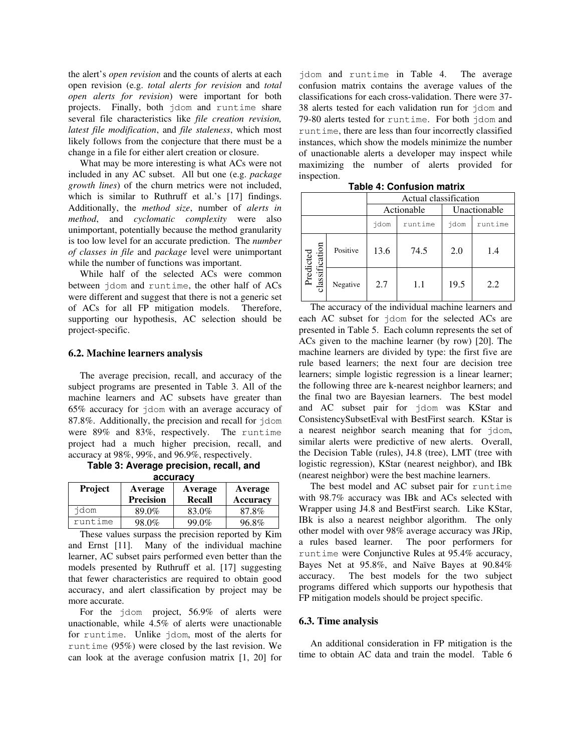the alert's *open revision* and the counts of alerts at each open revision (e.g. *total alerts for revision* and *total open alerts for revision*) were important for both projects. Finally, both jdom and runtime share several file characteristics like *file creation revision, latest file modification*, and *file staleness*, which most likely follows from the conjecture that there must be a change in a file for either alert creation or closure.

What may be more interesting is what ACs were not included in any AC subset. All but one (e.g. *package growth lines*) of the churn metrics were not included, which is similar to Ruthruff et al.'s [17] findings. Additionally, the *method size*, number of *alerts in method*, and *cyclomatic complexity* were also unimportant, potentially because the method granularity is too low level for an accurate prediction. The *number of classes in file* and *package* level were unimportant while the number of functions was important.

While half of the selected ACs were common between jdom and runtime, the other half of ACs were different and suggest that there is not a generic set of ACs for all FP mitigation models. Therefore, supporting our hypothesis, AC selection should be project-specific.

### 6.2. Machine learners analysis

The average precision, recall, and accuracy of the subject programs are presented in Table 3. All of the machine learners and AC subsets have greater than 65% accuracy for jdom with an average accuracy of 87.8%. Additionally, the precision and recall for jdom were 89% and 83%, respectively. The runtime project had a much higher precision, recall, and accuracy at 98%, 99%, and 96.9%, respectively.

**Table 3: Average precision, recall, and accuracy**

| Project | Average Precision | Average Recall | Average Accuracy |
|---|---|---|---|
| jdom | 89.0% | 83.0% | 87.8% |
| runtime | 98.0% | 99.0% | 96.8% |

These values surpass the precision reported by Kim and Ernst [11]. Many of the individual machine learner, AC subset pairs performed even better than the models presented by Ruthruff et al. [17] suggesting that fewer characteristics are required to obtain good accuracy, and alert classification by project may be more accurate.

For the jdom project, 56.9% of alerts were unactionable, while 4.5% of alerts were unactionable for runtime. Unlike jdom, most of the alerts for runtime (95%) were closed by the last revision. We can look at the average confusion matrix [1, 20] for jdom and runtime in Table 4. The average confusion matrix contains the average values of the classifications for each cross-validation. There were 37-38 alerts tested for each validation run for jdom and 79-80 alerts tested for runtime. For both jdom and runtime, there are less than four incorrectly classified instances, which show the models minimize the number of unactionable alerts a developer may inspect while maximizing the number of alerts provided for inspection.

**Table 4: Confusion matrix**

| | | Actual classification | | | |
|---|---|---|---|---|---|
| | | Actionable | | Unactionable | |
| | | jdom | runtime | jdom | runtime |
| Predicted classification | Positive | 13.6 | 74.5 | 2.0 | 1.4 |
| | Negative | 2.7 | 1.1 | 19.5 | 2.2 |

The accuracy of the individual machine learners and each AC subset for jdom for the selected ACs are presented in Table 5. Each column represents the set of ACs given to the machine learner (by row) [20]. The machine learners are divided by type: the first five are rule based learners; the next four are decision tree learners; simple logistic regression is a linear learner; the following three are k-nearest neighbor learners; and the final two are Bayesian learners. The best model and AC subset pair for jdom was KStar and ConsistencySubsetEval with BestFirst search. KStar is a nearest neighbor search meaning that for jdom, similar alerts were predictive of new alerts. Overall, the Decision Table (rules), J4.8 (tree), LMT (tree with logistic regression), KStar (nearest neighbor), and IBk (nearest neighbor) were the best machine learners.

The best model and AC subset pair for runtime with 98.7% accuracy was IBk and ACs selected with Wrapper using J4.8 and BestFirst search. Like KStar, IBk is also a nearest neighbor algorithm. The only other model with over 98% average accuracy was JRip, a rules based learner. The poor performers for runtime were Conjunctive Rules at 95.4% accuracy, Bayes Net at 95.8%, and Naïve Bayes at 90.84% accuracy. The best models for the two subject programs differed which supports our hypothesis that FP mitigation models should be project specific.

### 6.3. Time analysis

An additional consideration in FP mitigation is the time to obtain AC data and train the model. Table 6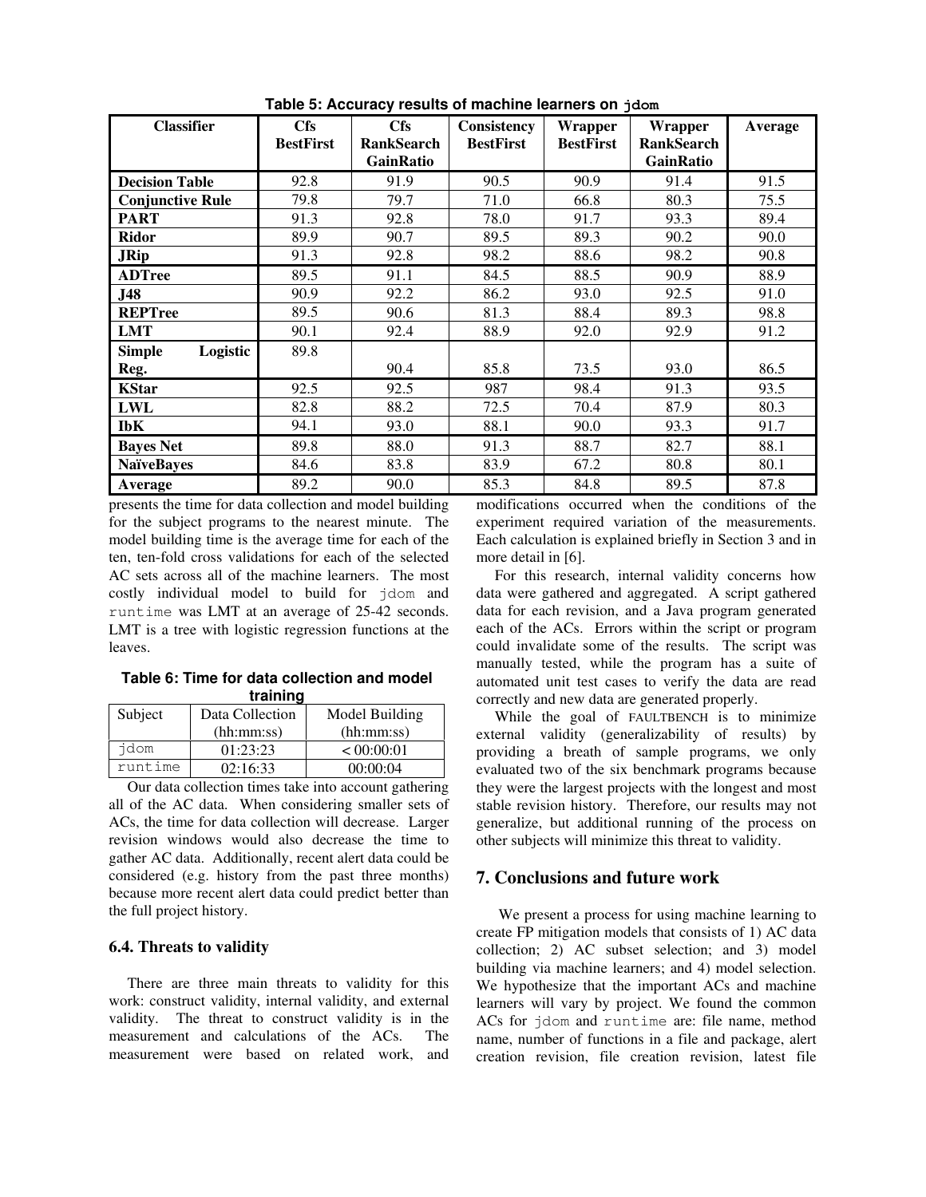**Table 5: Accuracy results of machine learners on jdom**

| Classifier | Cfs BestFirst | Cfs RankSearch GainRatio | Consistency BestFirst | Wrapper BestFirst | Wrapper RankSearch GainRatio | Average |
|---|---|---|---|---|---|---|
| **Decision Table** | 92.8 | 91.9 | 90.5 | 90.9 | 91.4 | 91.5 |
| **Conjunctive Rule** | 79.8 | 79.7 | 71.0 | 66.8 | 80.3 | 75.5 |
| **PART** | 91.3 | 92.8 | 78.0 | 91.7 | 93.3 | 89.4 |
| **Ridor** | 89.9 | 90.7 | 89.5 | 89.3 | 90.2 | 90.0 |
| **JRip** | 91.3 | 92.8 | 98.2 | 88.6 | 98.2 | 90.8 |
| **ADTree** | 89.5 | 91.1 | 84.5 | 88.5 | 90.9 | 88.9 |
| **J48** | 90.9 | 92.2 | 86.2 | 93.0 | 92.5 | 91.0 |
| **REPTree** | 89.5 | 90.6 | 81.3 | 88.4 | 89.3 | 98.8 |
| **LMT** | 90.1 | 92.4 | 88.9 | 92.0 | 92.9 | 91.2 |
| **Simple Logistic Reg.** | 89.8 | 90.4 | 85.8 | 73.5 | 93.0 | 86.5 |
| **KStar** | 92.5 | 92.5 | 987 | 98.4 | 91.3 | 93.5 |
| **LWL** | 82.8 | 88.2 | 72.5 | 70.4 | 87.9 | 80.3 |
| **IbK** | 94.1 | 93.0 | 88.1 | 90.0 | 93.3 | 91.7 |
| **Bayes Net** | 89.8 | 88.0 | 91.3 | 88.7 | 82.7 | 88.1 |
| **NaïveBayes** | 84.6 | 83.8 | 83.9 | 67.2 | 80.8 | 80.1 |
| **Average** | 89.2 | 90.0 | 85.3 | 84.8 | 89.5 | 87.8 |

presents the time for data collection and model building for the subject programs to the nearest minute. The model building time is the average time for each of the ten, ten-fold cross validations for each of the selected AC sets across all of the machine learners. The most costly individual model to build for jdom and runtime was LMT at an average of 25-42 seconds. LMT is a tree with logistic regression functions at the leaves.

**Table 6: Time for data collection and model training**

| Subject | Data Collection (hh:mm:ss) | Model Building (hh:mm:ss) |
|---|---|---|
| jdom | 01:23:23 | < 00:00:01 |
| runtime | 02:16:33 | 00:00:04 |

Our data collection times take into account gathering all of the AC data. When considering smaller sets of ACs, the time for data collection will decrease. Larger revision windows would also decrease the time to gather AC data. Additionally, recent alert data could be considered (e.g. history from the past three months) because more recent alert data could predict better than the full project history.

### 6.4. Threats to validity

There are three main threats to validity for this work: construct validity, internal validity, and external validity. The threat to construct validity is in the measurement and calculations of the ACs. The measurement were based on related work, and modifications occurred when the conditions of the experiment required variation of the measurements. Each calculation is explained briefly in Section 3 and in more detail in [6].

For this research, internal validity concerns how data were gathered and aggregated. A script gathered data for each revision, and a Java program generated each of the ACs. Errors within the script or program could invalidate some of the results. The script was manually tested, while the program has a suite of automated unit test cases to verify the data are read correctly and new data are generated properly.

While the goal of FAULTBENCH is to minimize external validity (generalizability of results) by providing a breath of sample programs, we only evaluated two of the six benchmark programs because they were the largest projects with the longest and most stable revision history. Therefore, our results may not generalize, but additional running of the process on other subjects will minimize this threat to validity.

## 7. Conclusions and future work

We present a process for using machine learning to create FP mitigation models that consists of 1) AC data collection; 2) AC subset selection; and 3) model building via machine learners; and 4) model selection. We hypothesize that the important ACs and machine learners will vary by project. We found the common ACs for jdom and runtime are: file name, method name, number of functions in a file and package, alert creation revision, file creation revision, latest file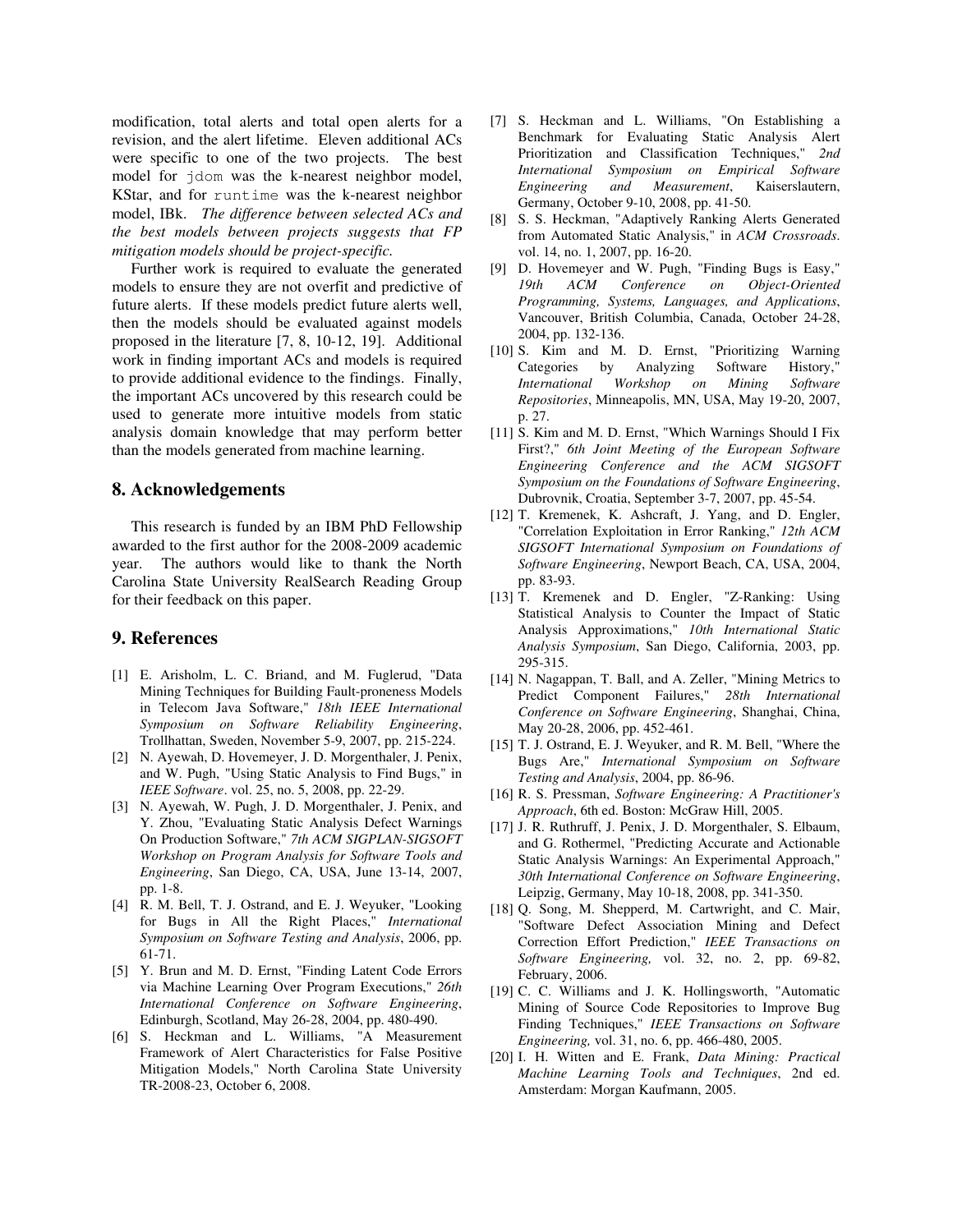modification, total alerts and total open alerts for a revision, and the alert lifetime. Eleven additional ACs were specific to one of the two projects. The best model for `jdom` was the k-nearest neighbor model, KStar, and for `runtime` was the k-nearest neighbor model, IBk. *The difference between selected ACs and the best models between projects suggests that FP mitigation models should be project-specific.*

Further work is required to evaluate the generated models to ensure they are not overfit and predictive of future alerts. If these models predict future alerts well, then the models should be evaluated against models proposed in the literature [7, 8, 10-12, 19]. Additional work in finding important ACs and models is required to provide additional evidence to the findings. Finally, the important ACs uncovered by this research could be used to generate more intuitive models from static analysis domain knowledge that may perform better than the models generated from machine learning.

## 8. Acknowledgements

This research is funded by an IBM PhD Fellowship awarded to the first author for the 2008-2009 academic year. The authors would like to thank the North Carolina State University RealSearch Reading Group for their feedback on this paper.

## 9. References

[1] E. Arisholm, L. C. Briand, and M. Fuglerud, "Data Mining Techniques for Building Fault-proneness Models in Telecom Java Software," *18th IEEE International Symposium on Software Reliability Engineering*, Trollhattan, Sweden, November 5-9, 2007, pp. 215-224.

[2] N. Ayewah, D. Hovemeyer, J. D. Morgenthaler, J. Penix, and W. Pugh, "Using Static Analysis to Find Bugs," in *IEEE Software*. vol. 25, no. 5, 2008, pp. 22-29.

[3] N. Ayewah, W. Pugh, J. D. Morgenthaler, J. Penix, and Y. Zhou, "Evaluating Static Analysis Defect Warnings On Production Software," *7th ACM SIGPLAN-SIGSOFT Workshop on Program Analysis for Software Tools and Engineering*, San Diego, CA, USA, June 13-14, 2007, pp. 1-8.

[4] R. M. Bell, T. J. Ostrand, and E. J. Weyuker, "Looking for Bugs in All the Right Places," *International Symposium on Software Testing and Analysis*, 2006, pp. 61-71.

[5] Y. Brun and M. D. Ernst, "Finding Latent Code Errors via Machine Learning Over Program Executions," *26th International Conference on Software Engineering*, Edinburgh, Scotland, May 26-28, 2004, pp. 480-490.

[6] S. Heckman and L. Williams, "A Measurement Framework of Alert Characteristics for False Positive Mitigation Models," North Carolina State University TR-2008-23, October 6, 2008.

[7] S. Heckman and L. Williams, "On Establishing a Benchmark for Evaluating Static Analysis Alert Prioritization and Classification Techniques," *2nd International Symposium on Empirical Software Engineering and Measurement*, Kaiserslautern, Germany, October 9-10, 2008, pp. 41-50.

[8] S. S. Heckman, "Adaptively Ranking Alerts Generated from Automated Static Analysis," in *ACM Crossroads*. vol. 14, no. 1, 2007, pp. 16-20.

[9] D. Hovemeyer and W. Pugh, "Finding Bugs is Easy," *19th ACM Conference on Object-Oriented Programming, Systems, Languages, and Applications*, Vancouver, British Columbia, Canada, October 24-28, 2004, pp. 132-136.

[10] S. Kim and M. D. Ernst, "Prioritizing Warning Categories by Analyzing Software History," *International Workshop on Mining Software Repositories*, Minneapolis, MN, USA, May 19-20, 2007, p. 27.

[11] S. Kim and M. D. Ernst, "Which Warnings Should I Fix First?," *6th Joint Meeting of the European Software Engineering Conference and the ACM SIGSOFT Symposium on the Foundations of Software Engineering*, Dubrovnik, Croatia, September 3-7, 2007, pp. 45-54.

[12] T. Kremenek, K. Ashcraft, J. Yang, and D. Engler, "Correlation Exploitation in Error Ranking," *12th ACM SIGSOFT International Symposium on Foundations of Software Engineering*, Newport Beach, CA, USA, 2004, pp. 83-93.

[13] T. Kremenek and D. Engler, "Z-Ranking: Using Statistical Analysis to Counter the Impact of Static Analysis Approximations," *10th International Static Analysis Symposium*, San Diego, California, 2003, pp. 295-315.

[14] N. Nagappan, T. Ball, and A. Zeller, "Mining Metrics to Predict Component Failures," *28th International Conference on Software Engineering*, Shanghai, China, May 20-28, 2006, pp. 452-461.

[15] T. J. Ostrand, E. J. Weyuker, and R. M. Bell, "Where the Bugs Are," *International Symposium on Software Testing and Analysis*, 2004, pp. 86-96.

[16] R. S. Pressman, *Software Engineering: A Practitioner's Approach*, 6th ed. Boston: McGraw Hill, 2005.

[17] J. R. Ruthruff, J. Penix, J. D. Morgenthaler, S. Elbaum, and G. Rothermel, "Predicting Accurate and Actionable Static Analysis Warnings: An Experimental Approach," *30th International Conference on Software Engineering*, Leipzig, Germany, May 10-18, 2008, pp. 341-350.

[18] Q. Song, M. Shepperd, M. Cartwright, and C. Mair, "Software Defect Association Mining and Defect Correction Effort Prediction," *IEEE Transactions on Software Engineering,* vol. 32, no. 2, pp. 69-82, February, 2006.

[19] C. C. Williams and J. K. Hollingsworth, "Automatic Mining of Source Code Repositories to Improve Bug Finding Techniques," *IEEE Transactions on Software Engineering,* vol. 31, no. 6, pp. 466-480, 2005.

[20] I. H. Witten and E. Frank, *Data Mining: Practical Machine Learning Tools and Techniques*, 2nd ed. Amsterdam: Morgan Kaufmann, 2005.